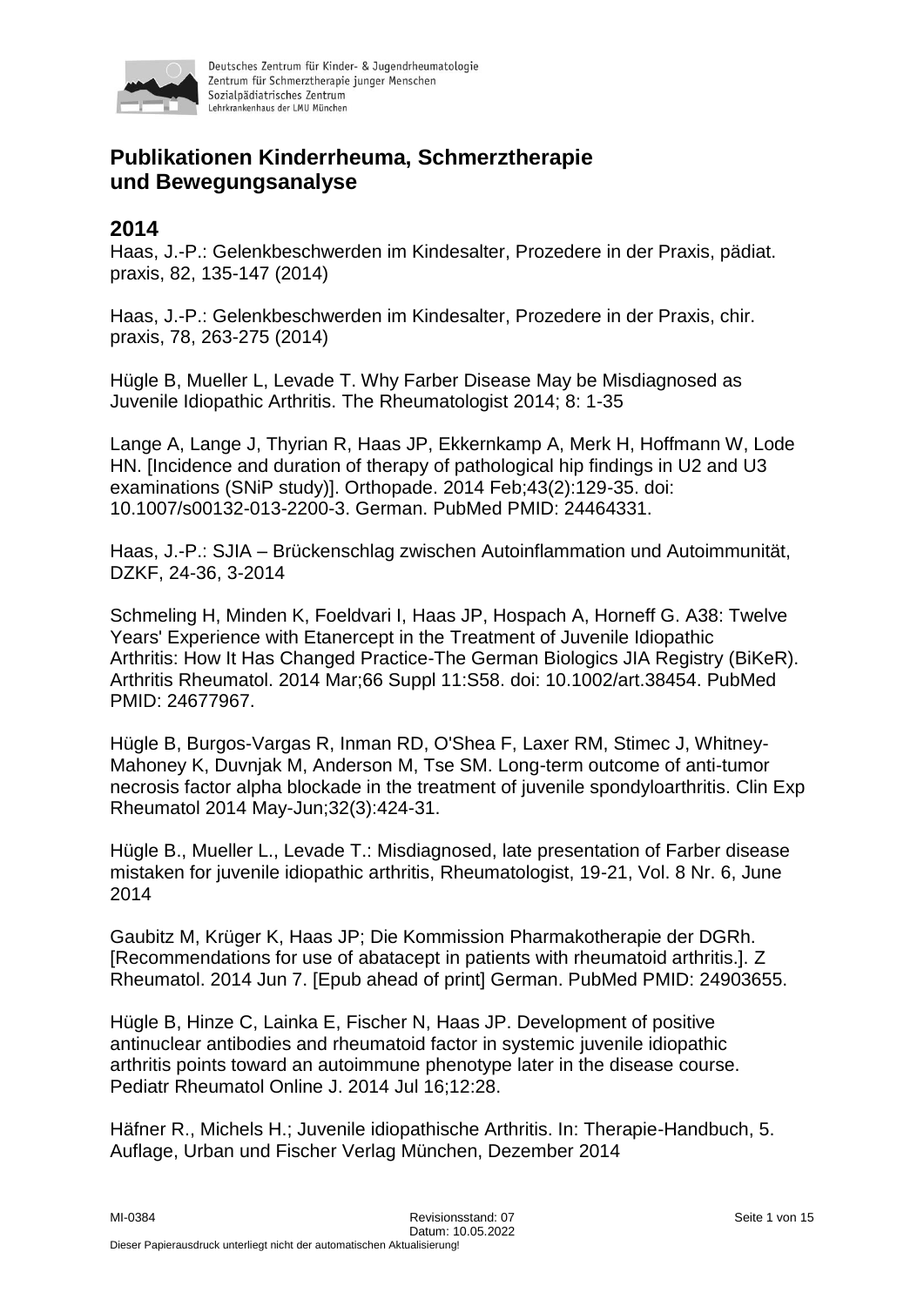# Publikationen Kinderrheuma, Schmerztherapie und Bewegungsanalyse

## 2014

Haas, J.-P.: Gelenkbeschwerden im Kindesalter, Prozedere in der Praxis, pädiat. praxis, 82, 135-147 (2014)

Haas, J.-P.: Gelenkbeschwerden im Kindesalter, Prozedere in der Praxis, chir. praxis, 78, 263-275 (2014)

Hügle B, Mueller L, Levade T. Why Farber Disease May be Misdiagnosed as Juvenile Idiopathic Arthritis. The Rheumatologist 2014; 8: 1-35

Lange A, Lange J, Thyrian R, Haas JP, Ekkernkamp A, Merk H, Hoffmann W, Lode HN. [Incidence and duration of therapy of pathological hip findings in U2 and U3 examinations (SNiP study)]. Orthopade. 2014 Feb;43(2):129-35. doi: 10.1007/s00132-013-2200-3. German. PubMed PMID: 24464331.

Haas, J.-P.: SJIA – Brückenschlag zwischen Autoinflammation und Autoimmunität, DZKF, 24-36, 3-2014

Schmeling H, Minden K, Foeldvari I, Haas JP, Hospach A, Horneff G. A38: Twelve Years' Experience with Etanercept in the Treatment of Juvenile Idiopathic Arthritis: How It Has Changed Practice-The German Biologics JIA Registry (BiKeR). Arthritis Rheumatol. 2014 Mar;66 Suppl 11:S58. doi: 10.1002/art.38454. PubMed PMID: 24677967.

Hügle B, Burgos-Vargas R, Inman RD, O'Shea F, Laxer RM, Stimec J, Whitney-Mahoney K, Duvnjak M, Anderson M, Tse SM. Long-term outcome of anti-tumor necrosis factor alpha blockade in the treatment of juvenile spondyloarthritis. Clin Exp Rheumatol 2014 May-Jun;32(3):424-31.

Hügle B., Mueller L., Levade T.: Misdiagnosed, late presentation of Farber disease mistaken for juvenile idiopathic arthritis, Rheumatologist, 19-21, Vol. 8 Nr. 6, June 2014

Gaubitz M, Krüger K, Haas JP; Die Kommission Pharmakotherapie der DGRh. [Recommendations for use of abatacept in patients with rheumatoid arthritis.]. Z Rheumatol. 2014 Jun 7. [Epub ahead of print] German. PubMed PMID: 24903655.

Hügle B, Hinze C, Lainka E, Fischer N, Haas JP. Development of positive antinuclear antibodies and rheumatoid factor in systemic juvenile idiopathic arthritis points toward an autoimmune phenotype later in the disease course. Pediatr Rheumatol Online J. 2014 Jul 16;12:28.

Häfner R., Michels H.; Juvenile idiopathische Arthritis. In: Therapie-Handbuch, 5. Auflage, Urban und Fischer Verlag München, Dezember 2014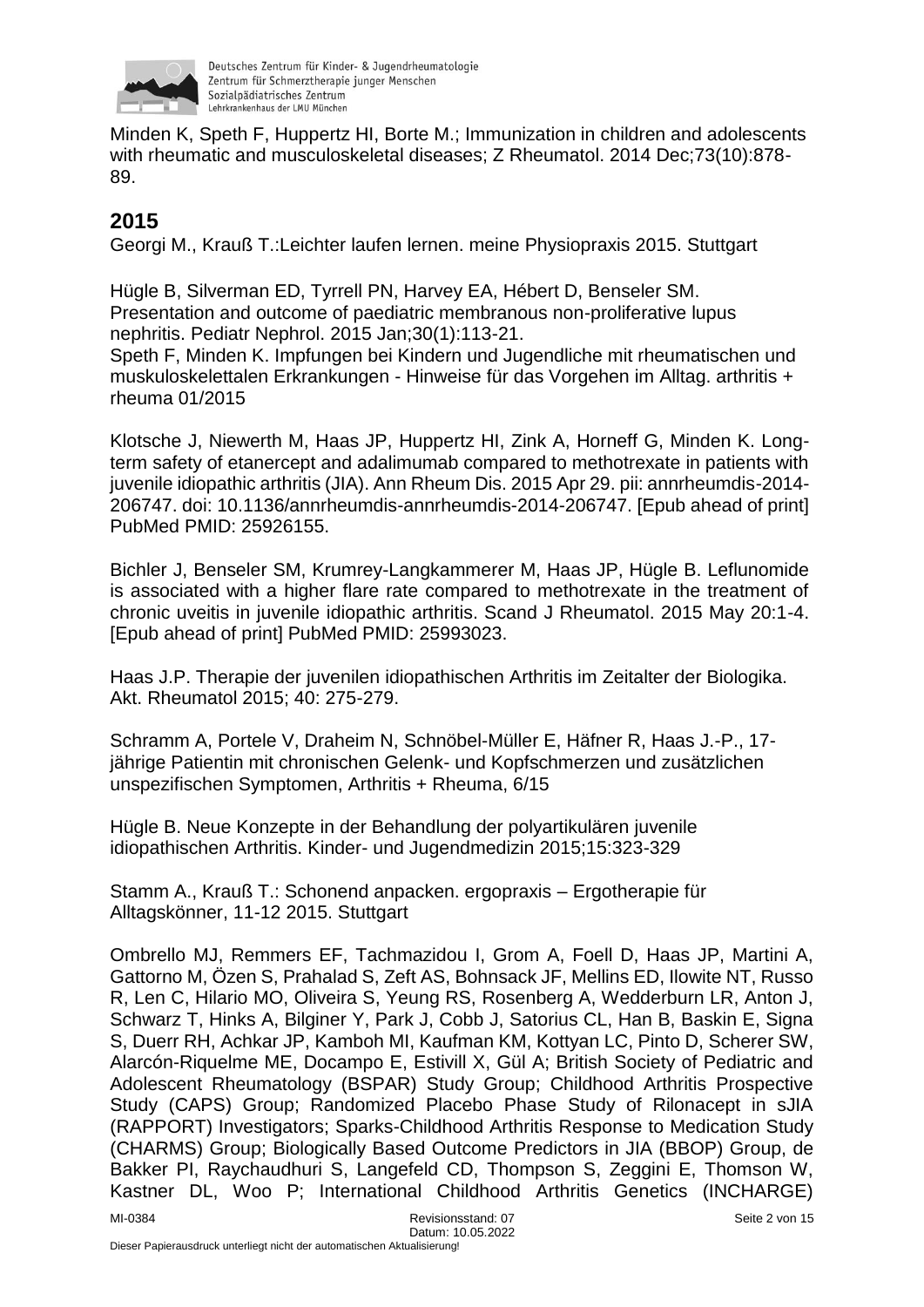Minden K, Speth F, Huppertz HI, Borte M.; Immunization in children and adolescents with rheumatic and musculoskeletal diseases; Z Rheumatol. 2014 Dec;73(10):878-89.

## 2015

Georgi M., Krauß T.:Leichter laufen lernen. meine Physiopraxis 2015. Stuttgart

Hügle B, Silverman ED, Tyrrell PN, Harvey EA, Hébert D, Benseler SM. Presentation and outcome of paediatric membranous non-proliferative lupus nephritis. Pediatr Nephrol. 2015 Jan;30(1):113-21.
Speth F, Minden K. Impfungen bei Kindern und Jugendliche mit rheumatischen und muskuloskelettalen Erkrankungen - Hinweise für das Vorgehen im Alltag. arthritis + rheuma 01/2015

Klotsche J, Niewerth M, Haas JP, Huppertz HI, Zink A, Horneff G, Minden K. Long-term safety of etanercept and adalimumab compared to methotrexate in patients with juvenile idiopathic arthritis (JIA). Ann Rheum Dis. 2015 Apr 29. pii: annrheumdis-2014-206747. doi: 10.1136/annrheumdis-annrheumdis-2014-206747. [Epub ahead of print] PubMed PMID: 25926155.

Bichler J, Benseler SM, Krumrey-Langkammerer M, Haas JP, Hügle B. Leflunomide is associated with a higher flare rate compared to methotrexate in the treatment of chronic uveitis in juvenile idiopathic arthritis. Scand J Rheumatol. 2015 May 20:1-4. [Epub ahead of print] PubMed PMID: 25993023.

Haas J.P. Therapie der juvenilen idiopathischen Arthritis im Zeitalter der Biologika. Akt. Rheumatol 2015; 40: 275-279.

Schramm A, Portele V, Draheim N, Schnöbel-Müller E, Häfner R, Haas J.-P., 17-jährige Patientin mit chronischen Gelenk- und Kopfschmerzen und zusätzlichen unspezifischen Symptomen, Arthritis + Rheuma, 6/15

Hügle B. Neue Konzepte in der Behandlung der polyartikulären juvenile idiopathischen Arthritis. Kinder- und Jugendmedizin 2015;15:323-329

Stamm A., Krauß T.: Schonend anpacken. ergopraxis – Ergotherapie für Alltagskönner, 11-12 2015. Stuttgart

Ombrello MJ, Remmers EF, Tachmazidou I, Grom A, Foell D, Haas JP, Martini A, Gattorno M, Özen S, Prahalad S, Zeft AS, Bohnsack JF, Mellins ED, Ilowite NT, Russo R, Len C, Hilario MO, Oliveira S, Yeung RS, Rosenberg A, Wedderburn LR, Anton J, Schwarz T, Hinks A, Bilginer Y, Park J, Cobb J, Satorius CL, Han B, Baskin E, Signa S, Duerr RH, Achkar JP, Kamboh MI, Kaufman KM, Kottyan LC, Pinto D, Scherer SW, Alarcón-Riquelme ME, Docampo E, Estivill X, Gül A; British Society of Pediatric and Adolescent Rheumatology (BSPAR) Study Group; Childhood Arthritis Prospective Study (CAPS) Group; Randomized Placebo Phase Study of Rilonacept in sJIA (RAPPORT) Investigators; Sparks-Childhood Arthritis Response to Medication Study (CHARMS) Group; Biologically Based Outcome Predictors in JIA (BBOP) Group, de Bakker PI, Raychaudhuri S, Langefeld CD, Thompson S, Zeggini E, Thomson W, Kastner DL, Woo P; International Childhood Arthritis Genetics (INCHARGE)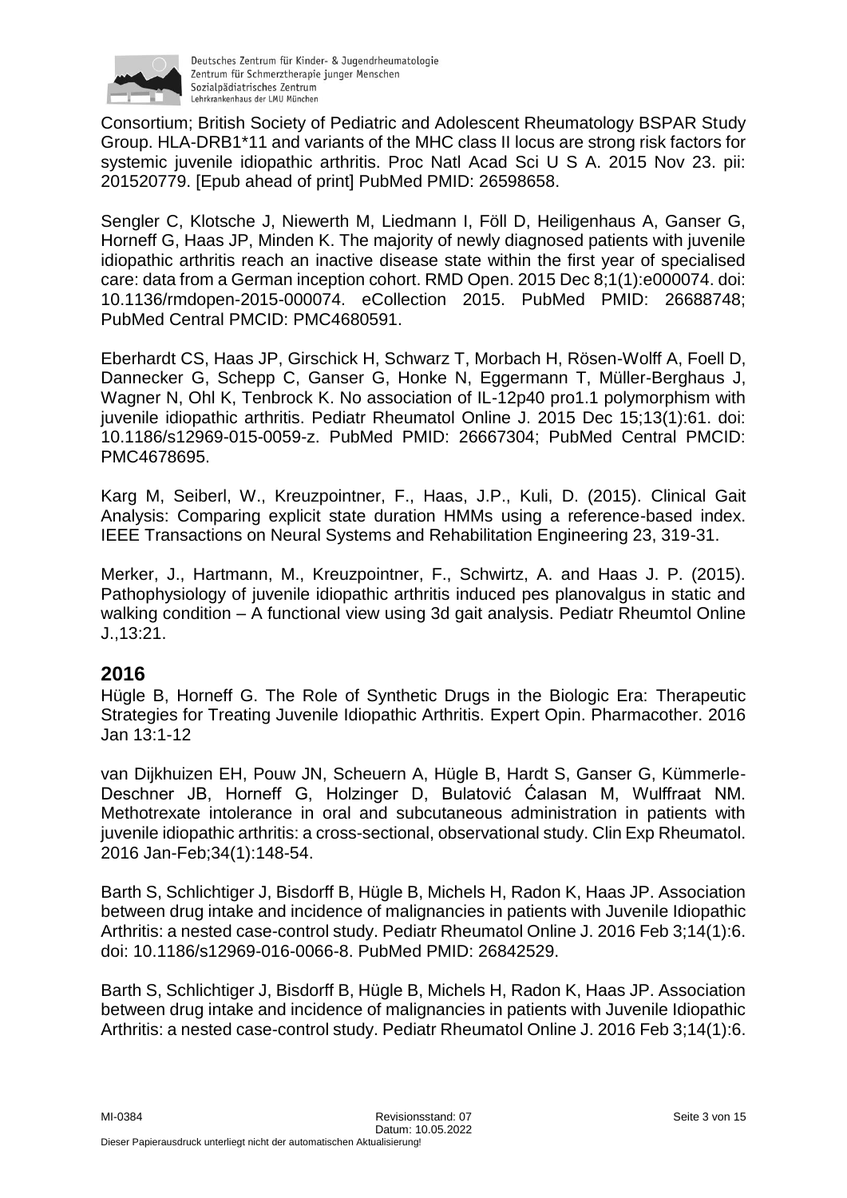Consortium; British Society of Pediatric and Adolescent Rheumatology BSPAR Study Group. HLA-DRB1*11 and variants of the MHC class II locus are strong risk factors for systemic juvenile idiopathic arthritis. Proc Natl Acad Sci U S A. 2015 Nov 23. pii: 201520779. [Epub ahead of print] PubMed PMID: 26598658.

Sengler C, Klotsche J, Niewerth M, Liedmann I, Föll D, Heiligenhaus A, Ganser G, Horneff G, Haas JP, Minden K. The majority of newly diagnosed patients with juvenile idiopathic arthritis reach an inactive disease state within the first year of specialised care: data from a German inception cohort. RMD Open. 2015 Dec 8;1(1):e000074. doi: 10.1136/rmdopen-2015-000074. eCollection 2015. PubMed PMID: 26688748; PubMed Central PMCID: PMC4680591.

Eberhardt CS, Haas JP, Girschick H, Schwarz T, Morbach H, Rösen-Wolff A, Foell D, Dannecker G, Schepp C, Ganser G, Honke N, Eggermann T, Müller-Berghaus J, Wagner N, Ohl K, Tenbrock K. No association of IL-12p40 pro1.1 polymorphism with juvenile idiopathic arthritis. Pediatr Rheumatol Online J. 2015 Dec 15;13(1):61. doi: 10.1186/s12969-015-0059-z. PubMed PMID: 26667304; PubMed Central PMCID: PMC4678695.

Karg M, Seiberl, W., Kreuzpointner, F., Haas, J.P., Kuli, D. (2015). Clinical Gait Analysis: Comparing explicit state duration HMMs using a reference-based index. IEEE Transactions on Neural Systems and Rehabilitation Engineering 23, 319-31.

Merker, J., Hartmann, M., Kreuzpointner, F., Schwirtz, A. and Haas J. P. (2015). Pathophysiology of juvenile idiopathic arthritis induced pes planovalgus in static and walking condition – A functional view using 3d gait analysis. Pediatr Rheumtol Online J.,13:21.

## 2016

Hügle B, Horneff G. The Role of Synthetic Drugs in the Biologic Era: Therapeutic Strategies for Treating Juvenile Idiopathic Arthritis. Expert Opin. Pharmacother. 2016 Jan 13:1-12

van Dijkhuizen EH, Pouw JN, Scheuern A, Hügle B, Hardt S, Ganser G, Kümmerle-Deschner JB, Horneff G, Holzinger D, Bulatović Ćalasan M, Wulffraat NM. Methotrexate intolerance in oral and subcutaneous administration in patients with juvenile idiopathic arthritis: a cross-sectional, observational study. Clin Exp Rheumatol. 2016 Jan-Feb;34(1):148-54.

Barth S, Schlichtiger J, Bisdorff B, Hügle B, Michels H, Radon K, Haas JP. Association between drug intake and incidence of malignancies in patients with Juvenile Idiopathic Arthritis: a nested case-control study. Pediatr Rheumatol Online J. 2016 Feb 3;14(1):6. doi: 10.1186/s12969-016-0066-8. PubMed PMID: 26842529.

Barth S, Schlichtiger J, Bisdorff B, Hügle B, Michels H, Radon K, Haas JP. Association between drug intake and incidence of malignancies in patients with Juvenile Idiopathic Arthritis: a nested case-control study. Pediatr Rheumatol Online J. 2016 Feb 3;14(1):6.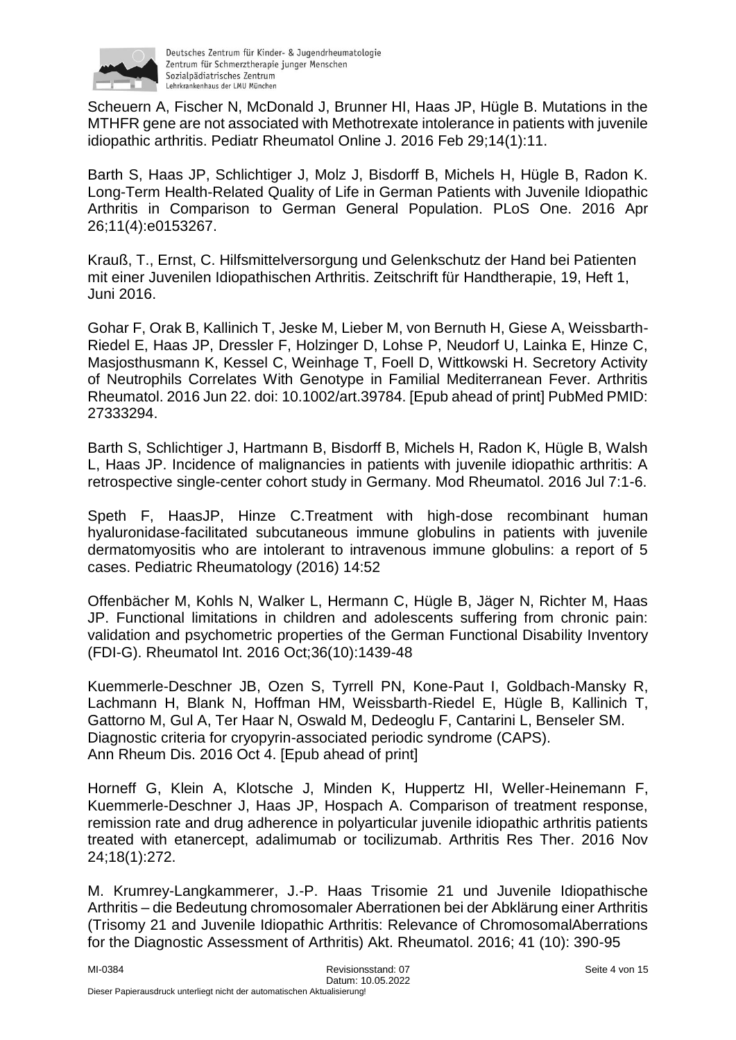Scheuern A, Fischer N, McDonald J, Brunner HI, Haas JP, Hügle B. Mutations in the MTHFR gene are not associated with Methotrexate intolerance in patients with juvenile idiopathic arthritis. Pediatr Rheumatol Online J. 2016 Feb 29;14(1):11.

Barth S, Haas JP, Schlichtiger J, Molz J, Bisdorff B, Michels H, Hügle B, Radon K. Long-Term Health-Related Quality of Life in German Patients with Juvenile Idiopathic Arthritis in Comparison to German General Population. PLoS One. 2016 Apr 26;11(4):e0153267.

Krauß, T., Ernst, C. Hilfsmittelversorgung und Gelenkschutz der Hand bei Patienten mit einer Juvenilen Idiopathischen Arthritis. Zeitschrift für Handtherapie, 19, Heft 1, Juni 2016.

Gohar F, Orak B, Kallinich T, Jeske M, Lieber M, von Bernuth H, Giese A, Weissbarth-Riedel E, Haas JP, Dressler F, Holzinger D, Lohse P, Neudorf U, Lainka E, Hinze C, Masjosthusmann K, Kessel C, Weinhage T, Foell D, Wittkowski H. Secretory Activity of Neutrophils Correlates With Genotype in Familial Mediterranean Fever. Arthritis Rheumatol. 2016 Jun 22. doi: 10.1002/art.39784. [Epub ahead of print] PubMed PMID: 27333294.

Barth S, Schlichtiger J, Hartmann B, Bisdorff B, Michels H, Radon K, Hügle B, Walsh L, Haas JP. Incidence of malignancies in patients with juvenile idiopathic arthritis: A retrospective single-center cohort study in Germany. Mod Rheumatol. 2016 Jul 7:1-6.

Speth F, HaasJP, Hinze C.Treatment with high-dose recombinant human hyaluronidase-facilitated subcutaneous immune globulins in patients with juvenile dermatomyositis who are intolerant to intravenous immune globulins: a report of 5 cases. Pediatric Rheumatology (2016) 14:52

Offenbächer M, Kohls N, Walker L, Hermann C, Hügle B, Jäger N, Richter M, Haas JP. Functional limitations in children and adolescents suffering from chronic pain: validation and psychometric properties of the German Functional Disability Inventory (FDI-G). Rheumatol Int. 2016 Oct;36(10):1439-48

Kuemmerle-Deschner JB, Ozen S, Tyrrell PN, Kone-Paut I, Goldbach-Mansky R, Lachmann H, Blank N, Hoffman HM, Weissbarth-Riedel E, Hügle B, Kallinich T, Gattorno M, Gul A, Ter Haar N, Oswald M, Dedeoglu F, Cantarini L, Benseler SM. Diagnostic criteria for cryopyrin-associated periodic syndrome (CAPS). Ann Rheum Dis. 2016 Oct 4. [Epub ahead of print]

Horneff G, Klein A, Klotsche J, Minden K, Huppertz HI, Weller-Heinemann F, Kuemmerle-Deschner J, Haas JP, Hospach A. Comparison of treatment response, remission rate and drug adherence in polyarticular juvenile idiopathic arthritis patients treated with etanercept, adalimumab or tocilizumab. Arthritis Res Ther. 2016 Nov 24;18(1):272.

M. Krumrey-Langkammerer, J.-P. Haas Trisomie 21 und Juvenile Idiopathische Arthritis – die Bedeutung chromosomaler Aberrationen bei der Abklärung einer Arthritis (Trisomy 21 and Juvenile Idiopathic Arthritis: Relevance of ChromosomalAberrations for the Diagnostic Assessment of Arthritis) Akt. Rheumatol. 2016; 41 (10): 390-95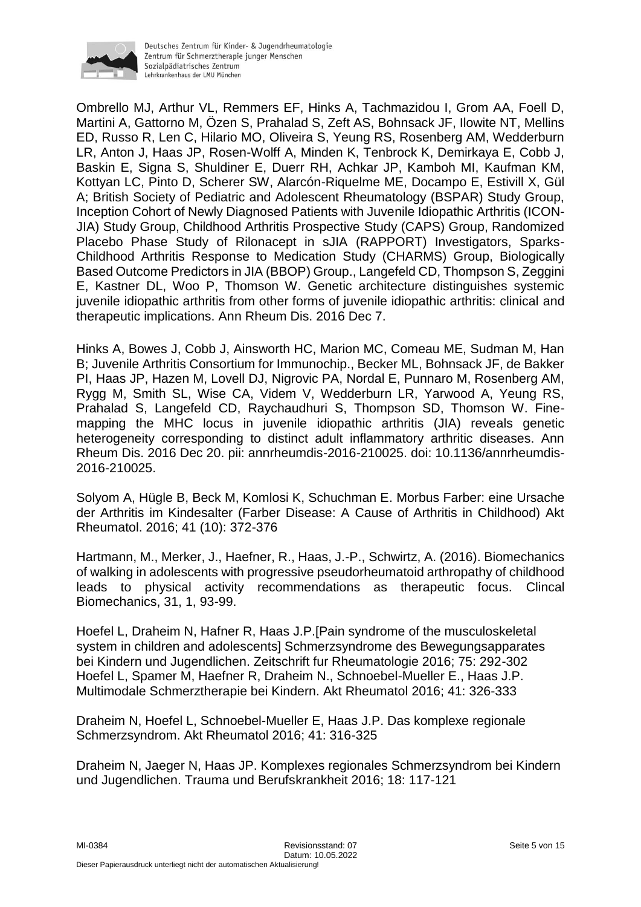Ombrello MJ, Arthur VL, Remmers EF, Hinks A, Tachmazidou I, Grom AA, Foell D, Martini A, Gattorno M, Özen S, Prahalad S, Zeft AS, Bohnsack JF, Ilowite NT, Mellins ED, Russo R, Len C, Hilario MO, Oliveira S, Yeung RS, Rosenberg AM, Wedderburn LR, Anton J, Haas JP, Rosen-Wolff A, Minden K, Tenbrock K, Demirkaya E, Cobb J, Baskin E, Signa S, Shuldiner E, Duerr RH, Achkar JP, Kamboh MI, Kaufman KM, Kottyan LC, Pinto D, Scherer SW, Alarcón-Riquelme ME, Docampo E, Estivill X, Gül A; British Society of Pediatric and Adolescent Rheumatology (BSPAR) Study Group, Inception Cohort of Newly Diagnosed Patients with Juvenile Idiopathic Arthritis (ICON-JIA) Study Group, Childhood Arthritis Prospective Study (CAPS) Group, Randomized Placebo Phase Study of Rilonacept in sJIA (RAPPORT) Investigators, Sparks-Childhood Arthritis Response to Medication Study (CHARMS) Group, Biologically Based Outcome Predictors in JIA (BBOP) Group., Langefeld CD, Thompson S, Zeggini E, Kastner DL, Woo P, Thomson W. Genetic architecture distinguishes systemic juvenile idiopathic arthritis from other forms of juvenile idiopathic arthritis: clinical and therapeutic implications. Ann Rheum Dis. 2016 Dec 7.

Hinks A, Bowes J, Cobb J, Ainsworth HC, Marion MC, Comeau ME, Sudman M, Han B; Juvenile Arthritis Consortium for Immunochip., Becker ML, Bohnsack JF, de Bakker PI, Haas JP, Hazen M, Lovell DJ, Nigrovic PA, Nordal E, Punnaro M, Rosenberg AM, Rygg M, Smith SL, Wise CA, Videm V, Wedderburn LR, Yarwood A, Yeung RS, Prahalad S, Langefeld CD, Raychaudhuri S, Thompson SD, Thomson W. Fine-mapping the MHC locus in juvenile idiopathic arthritis (JIA) reveals genetic heterogeneity corresponding to distinct adult inflammatory arthritic diseases. Ann Rheum Dis. 2016 Dec 20. pii: annrheumdis-2016-210025. doi: 10.1136/annrheumdis-2016-210025.

Solyom A, Hügle B, Beck M, Komlosi K, Schuchman E. Morbus Farber: eine Ursache der Arthritis im Kindesalter (Farber Disease: A Cause of Arthritis in Childhood) Akt Rheumatol. 2016; 41 (10): 372-376

Hartmann, M., Merker, J., Haefner, R., Haas, J.-P., Schwirtz, A. (2016). Biomechanics of walking in adolescents with progressive pseudorheumatoid arthropathy of childhood leads to physical activity recommendations as therapeutic focus. Clincal Biomechanics, 31, 1, 93-99.

Hoefel L, Draheim N, Hafner R, Haas J.P.[Pain syndrome of the musculoskeletal system in children and adolescents] Schmerzsyndrome des Bewegungsapparates bei Kindern und Jugendlichen. Zeitschrift fur Rheumatologie 2016; 75: 292-302
Hoefel L, Spamer M, Haefner R, Draheim N., Schnoebel-Mueller E., Haas J.P. Multimodale Schmerztherapie bei Kindern. Akt Rheumatol 2016; 41: 326-333

Draheim N, Hoefel L, Schnoebel-Mueller E, Haas J.P. Das komplexe regionale Schmerzsyndrom. Akt Rheumatol 2016; 41: 316-325

Draheim N, Jaeger N, Haas JP. Komplexes regionales Schmerzsyndrom bei Kindern und Jugendlichen. Trauma und Berufskrankheit 2016; 18: 117-121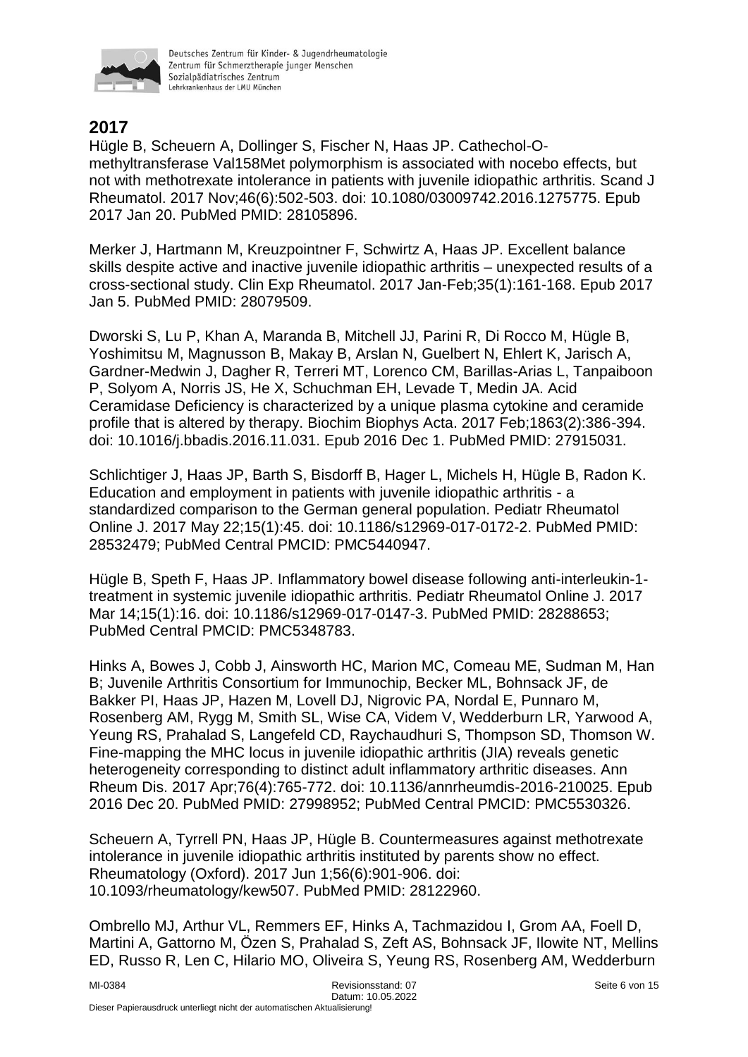## 2017

Hügle B, Scheuern A, Dollinger S, Fischer N, Haas JP. Cathechol-O-methyltransferase Val158Met polymorphism is associated with nocebo effects, but not with methotrexate intolerance in patients with juvenile idiopathic arthritis. Scand J Rheumatol. 2017 Nov;46(6):502-503. doi: 10.1080/03009742.2016.1275775. Epub 2017 Jan 20. PubMed PMID: 28105896.

Merker J, Hartmann M, Kreuzpointner F, Schwirtz A, Haas JP. Excellent balance skills despite active and inactive juvenile idiopathic arthritis – unexpected results of a cross-sectional study. Clin Exp Rheumatol. 2017 Jan-Feb;35(1):161-168. Epub 2017 Jan 5. PubMed PMID: 28079509.

Dworski S, Lu P, Khan A, Maranda B, Mitchell JJ, Parini R, Di Rocco M, Hügle B, Yoshimitsu M, Magnusson B, Makay B, Arslan N, Guelbert N, Ehlert K, Jarisch A, Gardner-Medwin J, Dagher R, Terreri MT, Lorenco CM, Barillas-Arias L, Tanpaiboon P, Solyom A, Norris JS, He X, Schuchman EH, Levade T, Medin JA. Acid Ceramidase Deficiency is characterized by a unique plasma cytokine and ceramide profile that is altered by therapy. Biochim Biophys Acta. 2017 Feb;1863(2):386-394. doi: 10.1016/j.bbadis.2016.11.031. Epub 2016 Dec 1. PubMed PMID: 27915031.

Schlichtiger J, Haas JP, Barth S, Bisdorff B, Hager L, Michels H, Hügle B, Radon K. Education and employment in patients with juvenile idiopathic arthritis - a standardized comparison to the German general population. Pediatr Rheumatol Online J. 2017 May 22;15(1):45. doi: 10.1186/s12969-017-0172-2. PubMed PMID: 28532479; PubMed Central PMCID: PMC5440947.

Hügle B, Speth F, Haas JP. Inflammatory bowel disease following anti-interleukin-1-treatment in systemic juvenile idiopathic arthritis. Pediatr Rheumatol Online J. 2017 Mar 14;15(1):16. doi: 10.1186/s12969-017-0147-3. PubMed PMID: 28288653; PubMed Central PMCID: PMC5348783.

Hinks A, Bowes J, Cobb J, Ainsworth HC, Marion MC, Comeau ME, Sudman M, Han B; Juvenile Arthritis Consortium for Immunochip, Becker ML, Bohnsack JF, de Bakker PI, Haas JP, Hazen M, Lovell DJ, Nigrovic PA, Nordal E, Punnaro M, Rosenberg AM, Rygg M, Smith SL, Wise CA, Videm V, Wedderburn LR, Yarwood A, Yeung RS, Prahalad S, Langefeld CD, Raychaudhuri S, Thompson SD, Thomson W. Fine-mapping the MHC locus in juvenile idiopathic arthritis (JIA) reveals genetic heterogeneity corresponding to distinct adult inflammatory arthritic diseases. Ann Rheum Dis. 2017 Apr;76(4):765-772. doi: 10.1136/annrheumdis-2016-210025. Epub 2016 Dec 20. PubMed PMID: 27998952; PubMed Central PMCID: PMC5530326.

Scheuern A, Tyrrell PN, Haas JP, Hügle B. Countermeasures against methotrexate intolerance in juvenile idiopathic arthritis instituted by parents show no effect. Rheumatology (Oxford). 2017 Jun 1;56(6):901-906. doi: 10.1093/rheumatology/kew507. PubMed PMID: 28122960.

Ombrello MJ, Arthur VL, Remmers EF, Hinks A, Tachmazidou I, Grom AA, Foell D, Martini A, Gattorno M, Özen S, Prahalad S, Zeft AS, Bohnsack JF, Ilowite NT, Mellins ED, Russo R, Len C, Hilario MO, Oliveira S, Yeung RS, Rosenberg AM, Wedderburn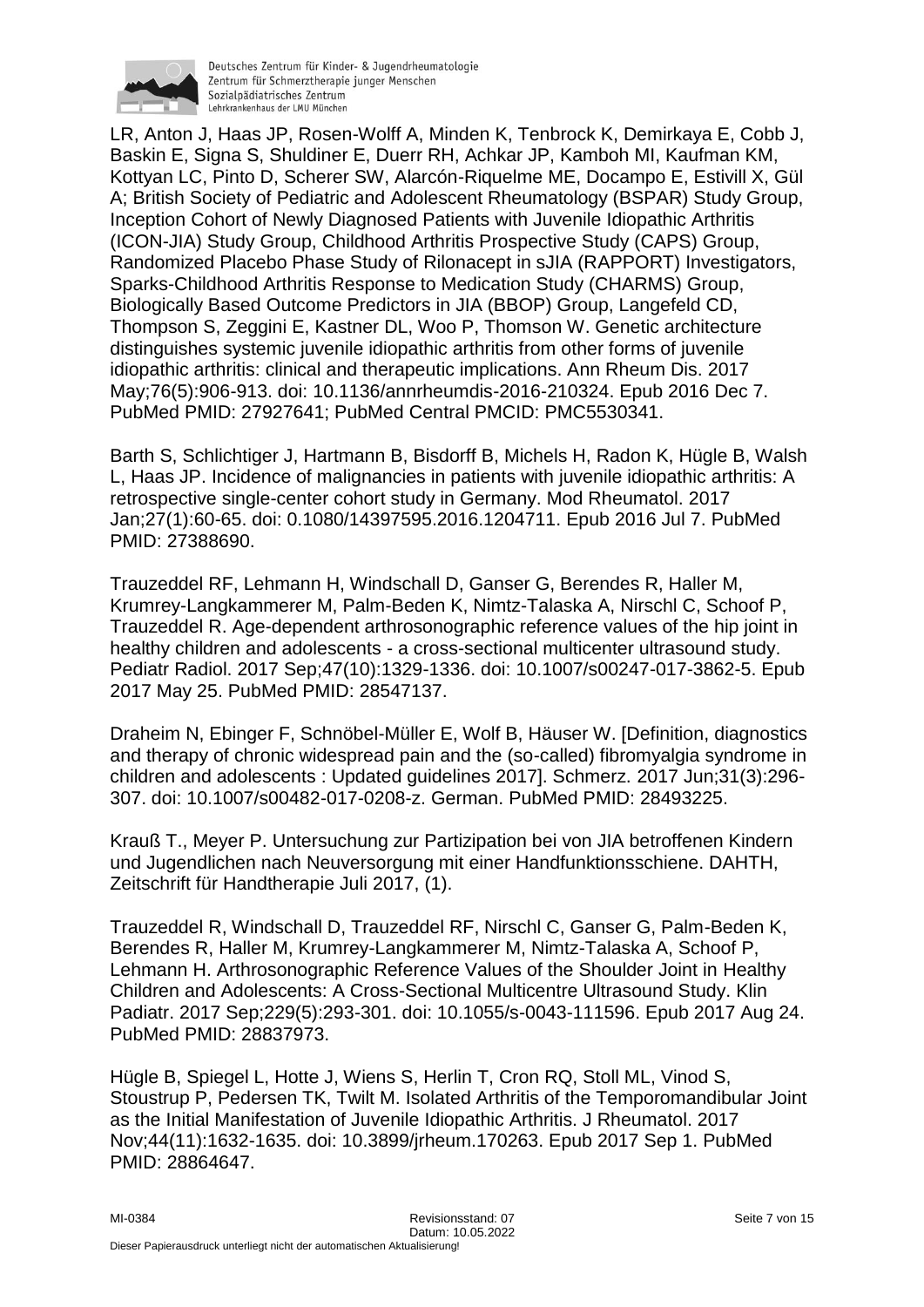LR, Anton J, Haas JP, Rosen-Wolff A, Minden K, Tenbrock K, Demirkaya E, Cobb J, Baskin E, Signa S, Shuldiner E, Duerr RH, Achkar JP, Kamboh MI, Kaufman KM, Kottyan LC, Pinto D, Scherer SW, Alarcón-Riquelme ME, Docampo E, Estivill X, Gül A; British Society of Pediatric and Adolescent Rheumatology (BSPAR) Study Group, Inception Cohort of Newly Diagnosed Patients with Juvenile Idiopathic Arthritis (ICON-JIA) Study Group, Childhood Arthritis Prospective Study (CAPS) Group, Randomized Placebo Phase Study of Rilonacept in sJIA (RAPPORT) Investigators, Sparks-Childhood Arthritis Response to Medication Study (CHARMS) Group, Biologically Based Outcome Predictors in JIA (BBOP) Group, Langefeld CD, Thompson S, Zeggini E, Kastner DL, Woo P, Thomson W. Genetic architecture distinguishes systemic juvenile idiopathic arthritis from other forms of juvenile idiopathic arthritis: clinical and therapeutic implications. Ann Rheum Dis. 2017 May;76(5):906-913. doi: 10.1136/annrheumdis-2016-210324. Epub 2016 Dec 7. PubMed PMID: 27927641; PubMed Central PMCID: PMC5530341.

Barth S, Schlichtiger J, Hartmann B, Bisdorff B, Michels H, Radon K, Hügle B, Walsh L, Haas JP. Incidence of malignancies in patients with juvenile idiopathic arthritis: A retrospective single-center cohort study in Germany. Mod Rheumatol. 2017 Jan;27(1):60-65. doi: 0.1080/14397595.2016.1204711. Epub 2016 Jul 7. PubMed PMID: 27388690.

Trauzeddel RF, Lehmann H, Windschall D, Ganser G, Berendes R, Haller M, Krumrey-Langkammerer M, Palm-Beden K, Nimtz-Talaska A, Nirschl C, Schoof P, Trauzeddel R. Age-dependent arthrosonographic reference values of the hip joint in healthy children and adolescents - a cross-sectional multicenter ultrasound study. Pediatr Radiol. 2017 Sep;47(10):1329-1336. doi: 10.1007/s00247-017-3862-5. Epub 2017 May 25. PubMed PMID: 28547137.

Draheim N, Ebinger F, Schnöbel-Müller E, Wolf B, Häuser W. [Definition, diagnostics and therapy of chronic widespread pain and the (so-called) fibromyalgia syndrome in children and adolescents : Updated guidelines 2017]. Schmerz. 2017 Jun;31(3):296-307. doi: 10.1007/s00482-017-0208-z. German. PubMed PMID: 28493225.

Krauß T., Meyer P. Untersuchung zur Partizipation bei von JIA betroffenen Kindern und Jugendlichen nach Neuversorgung mit einer Handfunktionsschiene. DAHTH, Zeitschrift für Handtherapie Juli 2017, (1).

Trauzeddel R, Windschall D, Trauzeddel RF, Nirschl C, Ganser G, Palm-Beden K, Berendes R, Haller M, Krumrey-Langkammerer M, Nimtz-Talaska A, Schoof P, Lehmann H. Arthrosonographic Reference Values of the Shoulder Joint in Healthy Children and Adolescents: A Cross-Sectional Multicentre Ultrasound Study. Klin Padiatr. 2017 Sep;229(5):293-301. doi: 10.1055/s-0043-111596. Epub 2017 Aug 24. PubMed PMID: 28837973.

Hügle B, Spiegel L, Hotte J, Wiens S, Herlin T, Cron RQ, Stoll ML, Vinod S, Stoustrup P, Pedersen TK, Twilt M. Isolated Arthritis of the Temporomandibular Joint as the Initial Manifestation of Juvenile Idiopathic Arthritis. J Rheumatol. 2017 Nov;44(11):1632-1635. doi: 10.3899/jrheum.170263. Epub 2017 Sep 1. PubMed PMID: 28864647.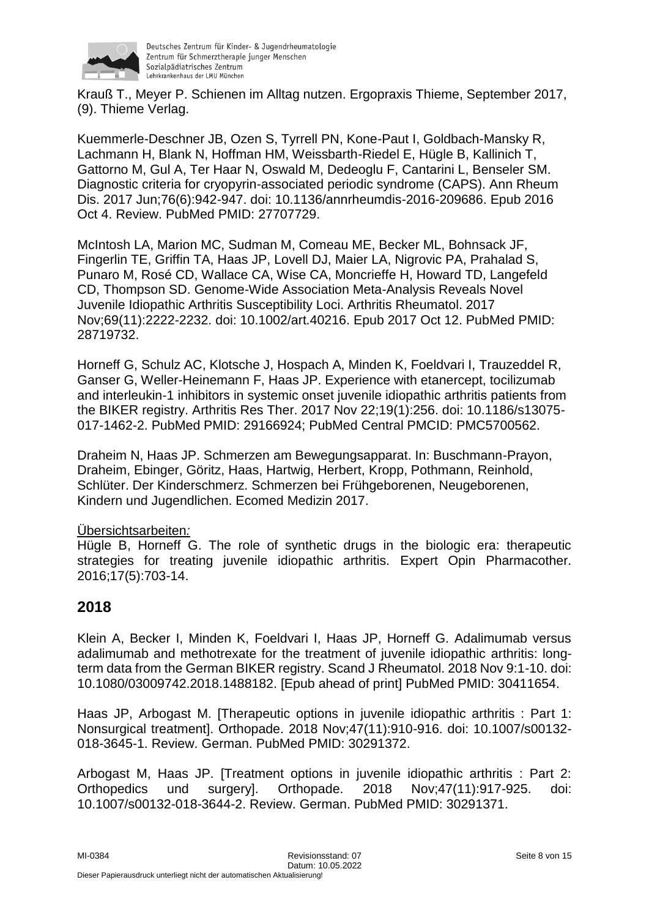Krauß T., Meyer P. Schienen im Alltag nutzen. Ergopraxis Thieme, September 2017, (9). Thieme Verlag.

Kuemmerle-Deschner JB, Ozen S, Tyrrell PN, Kone-Paut I, Goldbach-Mansky R, Lachmann H, Blank N, Hoffman HM, Weissbarth-Riedel E, Hügle B, Kallinich T, Gattorno M, Gul A, Ter Haar N, Oswald M, Dedeoglu F, Cantarini L, Benseler SM. Diagnostic criteria for cryopyrin-associated periodic syndrome (CAPS). Ann Rheum Dis. 2017 Jun;76(6):942-947. doi: 10.1136/annrheumdis-2016-209686. Epub 2016 Oct 4. Review. PubMed PMID: 27707729.

McIntosh LA, Marion MC, Sudman M, Comeau ME, Becker ML, Bohnsack JF, Fingerlin TE, Griffin TA, Haas JP, Lovell DJ, Maier LA, Nigrovic PA, Prahalad S, Punaro M, Rosé CD, Wallace CA, Wise CA, Moncrieffe H, Howard TD, Langefeld CD, Thompson SD. Genome-Wide Association Meta-Analysis Reveals Novel Juvenile Idiopathic Arthritis Susceptibility Loci. Arthritis Rheumatol. 2017 Nov;69(11):2222-2232. doi: 10.1002/art.40216. Epub 2017 Oct 12. PubMed PMID: 28719732.

Horneff G, Schulz AC, Klotsche J, Hospach A, Minden K, Foeldvari I, Trauzeddel R, Ganser G, Weller-Heinemann F, Haas JP. Experience with etanercept, tocilizumab and interleukin-1 inhibitors in systemic onset juvenile idiopathic arthritis patients from the BIKER registry. Arthritis Res Ther. 2017 Nov 22;19(1):256. doi: 10.1186/s13075-017-1462-2. PubMed PMID: 29166924; PubMed Central PMCID: PMC5700562.

Draheim N, Haas JP. Schmerzen am Bewegungsapparat. In: Buschmann-Prayon, Draheim, Ebinger, Göritz, Haas, Hartwig, Herbert, Kropp, Pothmann, Reinhold, Schlüter. Der Kinderschmerz. Schmerzen bei Frühgeborenen, Neugeborenen, Kindern und Jugendlichen. Ecomed Medizin 2017.

Übersichtsarbeiten:
Hügle B, Horneff G. The role of synthetic drugs in the biologic era: therapeutic strategies for treating juvenile idiopathic arthritis. Expert Opin Pharmacother. 2016;17(5):703-14.

## 2018

Klein A, Becker I, Minden K, Foeldvari I, Haas JP, Horneff G. Adalimumab versus adalimumab and methotrexate for the treatment of juvenile idiopathic arthritis: long-term data from the German BIKER registry. Scand J Rheumatol. 2018 Nov 9:1-10. doi: 10.1080/03009742.2018.1488182. [Epub ahead of print] PubMed PMID: 30411654.

Haas JP, Arbogast M. [Therapeutic options in juvenile idiopathic arthritis : Part 1: Nonsurgical treatment]. Orthopade. 2018 Nov;47(11):910-916. doi: 10.1007/s00132-018-3645-1. Review. German. PubMed PMID: 30291372.

Arbogast M, Haas JP. [Treatment options in juvenile idiopathic arthritis : Part 2: Orthopedics und surgery]. Orthopade. 2018 Nov;47(11):917-925. doi: 10.1007/s00132-018-3644-2. Review. German. PubMed PMID: 30291371.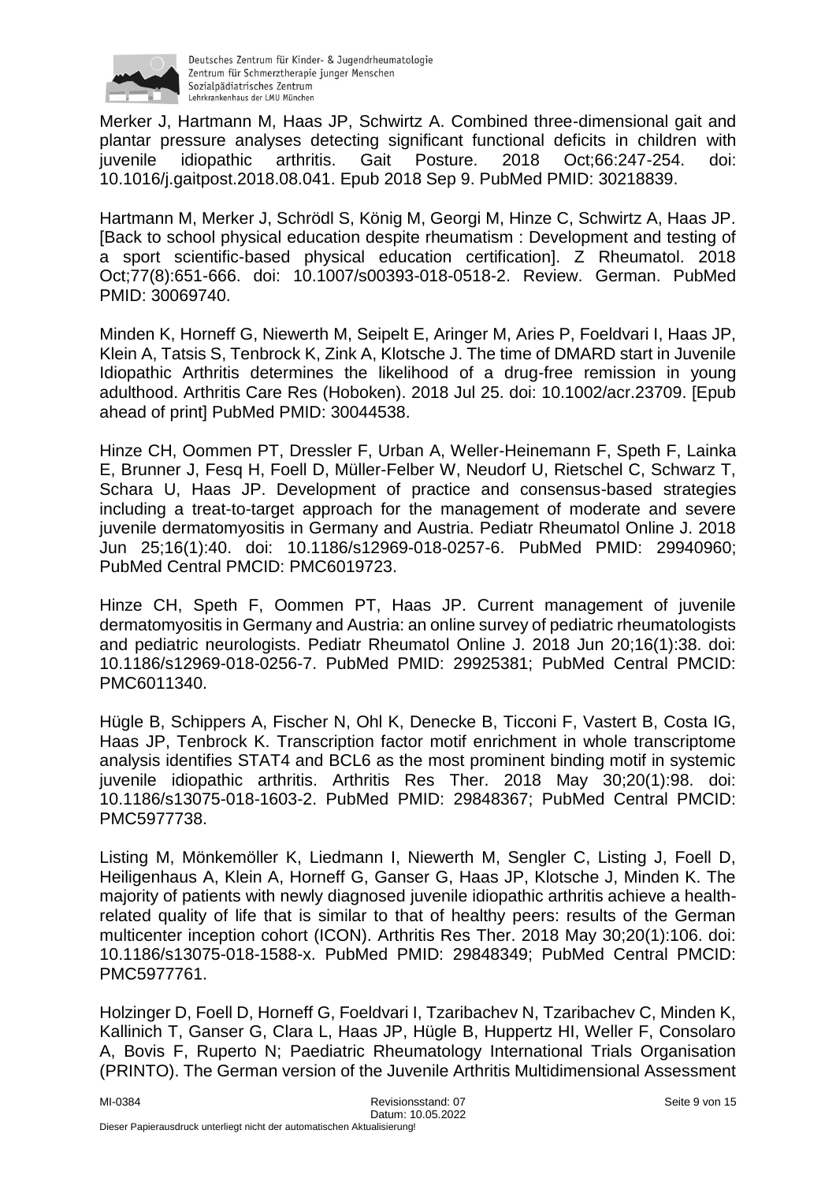Merker J, Hartmann M, Haas JP, Schwirtz A. Combined three-dimensional gait and plantar pressure analyses detecting significant functional deficits in children with juvenile idiopathic arthritis. Gait Posture. 2018 Oct;66:247-254. doi: 10.1016/j.gaitpost.2018.08.041. Epub 2018 Sep 9. PubMed PMID: 30218839.

Hartmann M, Merker J, Schrödl S, König M, Georgi M, Hinze C, Schwirtz A, Haas JP. [Back to school physical education despite rheumatism : Development and testing of a sport scientific-based physical education certification]. Z Rheumatol. 2018 Oct;77(8):651-666. doi: 10.1007/s00393-018-0518-2. Review. German. PubMed PMID: 30069740.

Minden K, Horneff G, Niewerth M, Seipelt E, Aringer M, Aries P, Foeldvari I, Haas JP, Klein A, Tatsis S, Tenbrock K, Zink A, Klotsche J. The time of DMARD start in Juvenile Idiopathic Arthritis determines the likelihood of a drug-free remission in young adulthood. Arthritis Care Res (Hoboken). 2018 Jul 25. doi: 10.1002/acr.23709. [Epub ahead of print] PubMed PMID: 30044538.

Hinze CH, Oommen PT, Dressler F, Urban A, Weller-Heinemann F, Speth F, Lainka E, Brunner J, Fesq H, Foell D, Müller-Felber W, Neudorf U, Rietschel C, Schwarz T, Schara U, Haas JP. Development of practice and consensus-based strategies including a treat-to-target approach for the management of moderate and severe juvenile dermatomyositis in Germany and Austria. Pediatr Rheumatol Online J. 2018 Jun 25;16(1):40. doi: 10.1186/s12969-018-0257-6. PubMed PMID: 29940960; PubMed Central PMCID: PMC6019723.

Hinze CH, Speth F, Oommen PT, Haas JP. Current management of juvenile dermatomyositis in Germany and Austria: an online survey of pediatric rheumatologists and pediatric neurologists. Pediatr Rheumatol Online J. 2018 Jun 20;16(1):38. doi: 10.1186/s12969-018-0256-7. PubMed PMID: 29925381; PubMed Central PMCID: PMC6011340.

Hügle B, Schippers A, Fischer N, Ohl K, Denecke B, Ticconi F, Vastert B, Costa IG, Haas JP, Tenbrock K. Transcription factor motif enrichment in whole transcriptome analysis identifies STAT4 and BCL6 as the most prominent binding motif in systemic juvenile idiopathic arthritis. Arthritis Res Ther. 2018 May 30;20(1):98. doi: 10.1186/s13075-018-1603-2. PubMed PMID: 29848367; PubMed Central PMCID: PMC5977738.

Listing M, Mönkemöller K, Liedmann I, Niewerth M, Sengler C, Listing J, Foell D, Heiligenhaus A, Klein A, Horneff G, Ganser G, Haas JP, Klotsche J, Minden K. The majority of patients with newly diagnosed juvenile idiopathic arthritis achieve a health-related quality of life that is similar to that of healthy peers: results of the German multicenter inception cohort (ICON). Arthritis Res Ther. 2018 May 30;20(1):106. doi: 10.1186/s13075-018-1588-x. PubMed PMID: 29848349; PubMed Central PMCID: PMC5977761.

Holzinger D, Foell D, Horneff G, Foeldvari I, Tzaribachev N, Tzaribachev C, Minden K, Kallinich T, Ganser G, Clara L, Haas JP, Hügle B, Huppertz HI, Weller F, Consolaro A, Bovis F, Ruperto N; Paediatric Rheumatology International Trials Organisation (PRINTO). The German version of the Juvenile Arthritis Multidimensional Assessment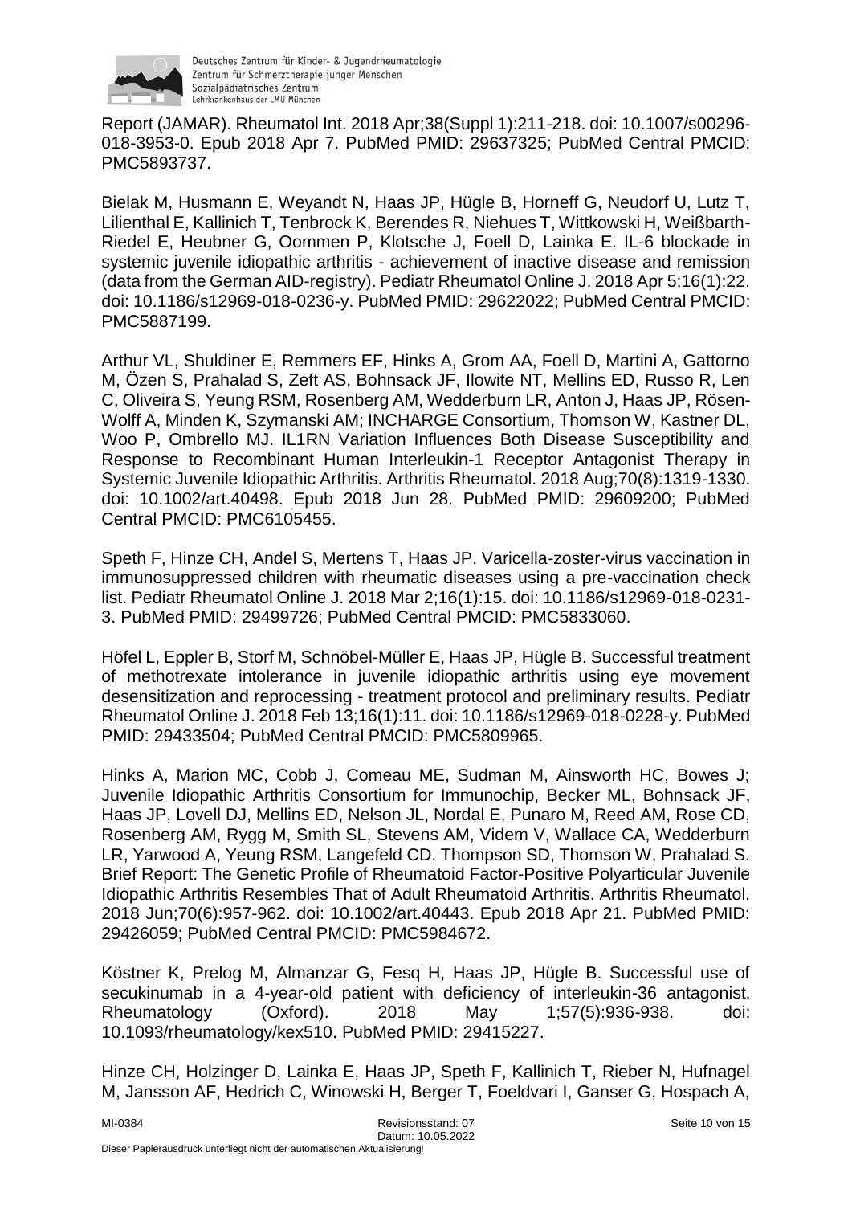Report (JAMAR). Rheumatol Int. 2018 Apr;38(Suppl 1):211-218. doi: 10.1007/s00296-018-3953-0. Epub 2018 Apr 7. PubMed PMID: 29637325; PubMed Central PMCID: PMC5893737.

Bielak M, Husmann E, Weyandt N, Haas JP, Hügle B, Horneff G, Neudorf U, Lutz T, Lilienthal E, Kallinich T, Tenbrock K, Berendes R, Niehues T, Wittkowski H, Weißbarth-Riedel E, Heubner G, Oommen P, Klotsche J, Foell D, Lainka E. IL-6 blockade in systemic juvenile idiopathic arthritis - achievement of inactive disease and remission (data from the German AID-registry). Pediatr Rheumatol Online J. 2018 Apr 5;16(1):22. doi: 10.1186/s12969-018-0236-y. PubMed PMID: 29622022; PubMed Central PMCID: PMC5887199.

Arthur VL, Shuldiner E, Remmers EF, Hinks A, Grom AA, Foell D, Martini A, Gattorno M, Özen S, Prahalad S, Zeft AS, Bohnsack JF, Ilowite NT, Mellins ED, Russo R, Len C, Oliveira S, Yeung RSM, Rosenberg AM, Wedderburn LR, Anton J, Haas JP, Rösen-Wolff A, Minden K, Szymanski AM; INCHARGE Consortium, Thomson W, Kastner DL, Woo P, Ombrello MJ. IL1RN Variation Influences Both Disease Susceptibility and Response to Recombinant Human Interleukin-1 Receptor Antagonist Therapy in Systemic Juvenile Idiopathic Arthritis. Arthritis Rheumatol. 2018 Aug;70(8):1319-1330. doi: 10.1002/art.40498. Epub 2018 Jun 28. PubMed PMID: 29609200; PubMed Central PMCID: PMC6105455.

Speth F, Hinze CH, Andel S, Mertens T, Haas JP. Varicella-zoster-virus vaccination in immunosuppressed children with rheumatic diseases using a pre-vaccination check list. Pediatr Rheumatol Online J. 2018 Mar 2;16(1):15. doi: 10.1186/s12969-018-0231-3. PubMed PMID: 29499726; PubMed Central PMCID: PMC5833060.

Höfel L, Eppler B, Storf M, Schnöbel-Müller E, Haas JP, Hügle B. Successful treatment of methotrexate intolerance in juvenile idiopathic arthritis using eye movement desensitization and reprocessing - treatment protocol and preliminary results. Pediatr Rheumatol Online J. 2018 Feb 13;16(1):11. doi: 10.1186/s12969-018-0228-y. PubMed PMID: 29433504; PubMed Central PMCID: PMC5809965.

Hinks A, Marion MC, Cobb J, Comeau ME, Sudman M, Ainsworth HC, Bowes J; Juvenile Idiopathic Arthritis Consortium for Immunochip, Becker ML, Bohnsack JF, Haas JP, Lovell DJ, Mellins ED, Nelson JL, Nordal E, Punaro M, Reed AM, Rose CD, Rosenberg AM, Rygg M, Smith SL, Stevens AM, Videm V, Wallace CA, Wedderburn LR, Yarwood A, Yeung RSM, Langefeld CD, Thompson SD, Thomson W, Prahalad S. Brief Report: The Genetic Profile of Rheumatoid Factor-Positive Polyarticular Juvenile Idiopathic Arthritis Resembles That of Adult Rheumatoid Arthritis. Arthritis Rheumatol. 2018 Jun;70(6):957-962. doi: 10.1002/art.40443. Epub 2018 Apr 21. PubMed PMID: 29426059; PubMed Central PMCID: PMC5984672.

Köstner K, Prelog M, Almanzar G, Fesq H, Haas JP, Hügle B. Successful use of secukinumab in a 4-year-old patient with deficiency of interleukin-36 antagonist. Rheumatology (Oxford). 2018 May 1;57(5):936-938. doi: 10.1093/rheumatology/kex510. PubMed PMID: 29415227.

Hinze CH, Holzinger D, Lainka E, Haas JP, Speth F, Kallinich T, Rieber N, Hufnagel M, Jansson AF, Hedrich C, Winowski H, Berger T, Foeldvari I, Ganser G, Hospach A,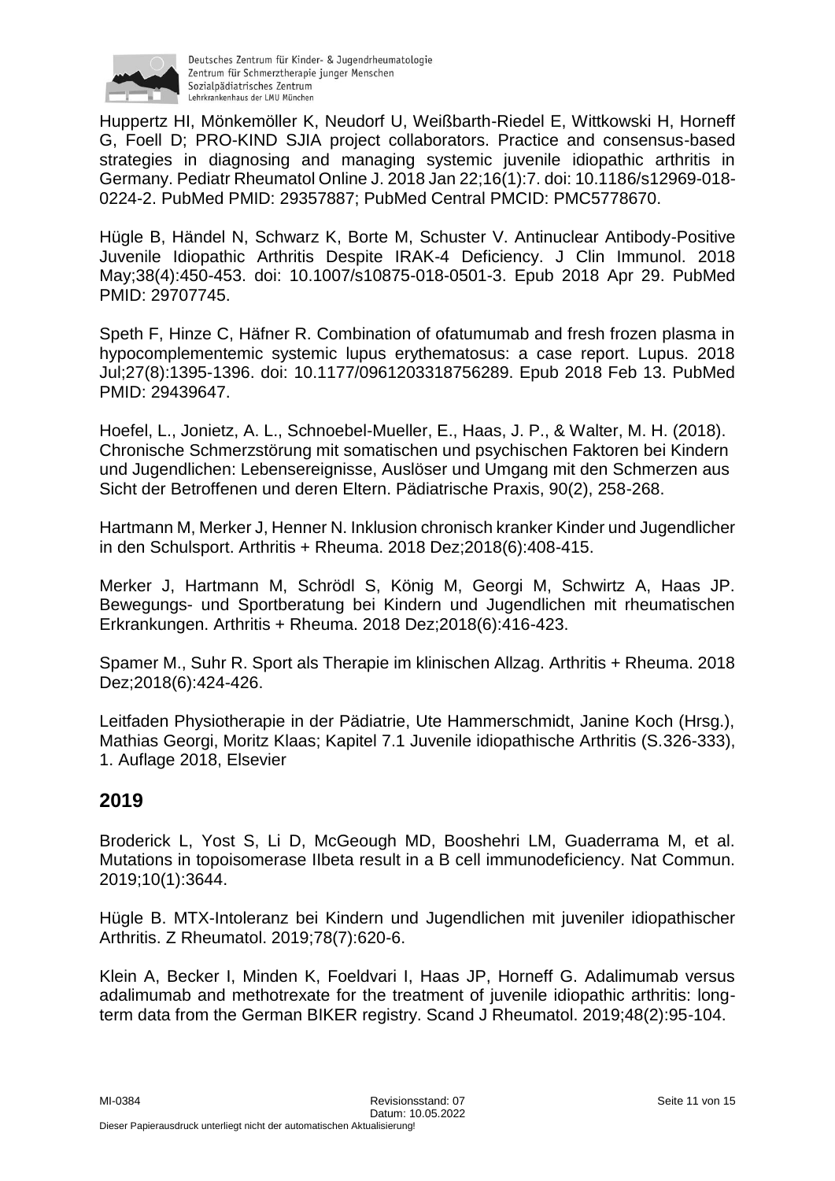Huppertz HI, Mönkemöller K, Neudorf U, Weißbarth-Riedel E, Wittkowski H, Horneff G, Foell D; PRO-KIND SJIA project collaborators. Practice and consensus-based strategies in diagnosing and managing systemic juvenile idiopathic arthritis in Germany. Pediatr Rheumatol Online J. 2018 Jan 22;16(1):7. doi: 10.1186/s12969-018-0224-2. PubMed PMID: 29357887; PubMed Central PMCID: PMC5778670.

Hügle B, Händel N, Schwarz K, Borte M, Schuster V. Antinuclear Antibody-Positive Juvenile Idiopathic Arthritis Despite IRAK-4 Deficiency. J Clin Immunol. 2018 May;38(4):450-453. doi: 10.1007/s10875-018-0501-3. Epub 2018 Apr 29. PubMed PMID: 29707745.

Speth F, Hinze C, Häfner R. Combination of ofatumumab and fresh frozen plasma in hypocomplementemic systemic lupus erythematosus: a case report. Lupus. 2018 Jul;27(8):1395-1396. doi: 10.1177/0961203318756289. Epub 2018 Feb 13. PubMed PMID: 29439647.

Hoefel, L., Jonietz, A. L., Schnoebel-Mueller, E., Haas, J. P., & Walter, M. H. (2018). Chronische Schmerzstörung mit somatischen und psychischen Faktoren bei Kindern und Jugendlichen: Lebensereignisse, Auslöser und Umgang mit den Schmerzen aus Sicht der Betroffenen und deren Eltern. Pädiatrische Praxis, 90(2), 258-268.

Hartmann M, Merker J, Henner N. Inklusion chronisch kranker Kinder und Jugendlicher in den Schulsport. Arthritis + Rheuma. 2018 Dez;2018(6):408-415.

Merker J, Hartmann M, Schrödl S, König M, Georgi M, Schwirtz A, Haas JP. Bewegungs- und Sportberatung bei Kindern und Jugendlichen mit rheumatischen Erkrankungen. Arthritis + Rheuma. 2018 Dez;2018(6):416-423.

Spamer M., Suhr R. Sport als Therapie im klinischen Allzag. Arthritis + Rheuma. 2018 Dez;2018(6):424-426.

Leitfaden Physiotherapie in der Pädiatrie, Ute Hammerschmidt, Janine Koch (Hrsg.), Mathias Georgi, Moritz Klaas; Kapitel 7.1 Juvenile idiopathische Arthritis (S.326-333), 1. Auflage 2018, Elsevier

## 2019

Broderick L, Yost S, Li D, McGeough MD, Booshehri LM, Guaderrama M, et al. Mutations in topoisomerase IIbeta result in a B cell immunodeficiency. Nat Commun. 2019;10(1):3644.

Hügle B. MTX-Intoleranz bei Kindern und Jugendlichen mit juveniler idiopathischer Arthritis. Z Rheumatol. 2019;78(7):620-6.

Klein A, Becker I, Minden K, Foeldvari I, Haas JP, Horneff G. Adalimumab versus adalimumab and methotrexate for the treatment of juvenile idiopathic arthritis: long-term data from the German BIKER registry. Scand J Rheumatol. 2019;48(2):95-104.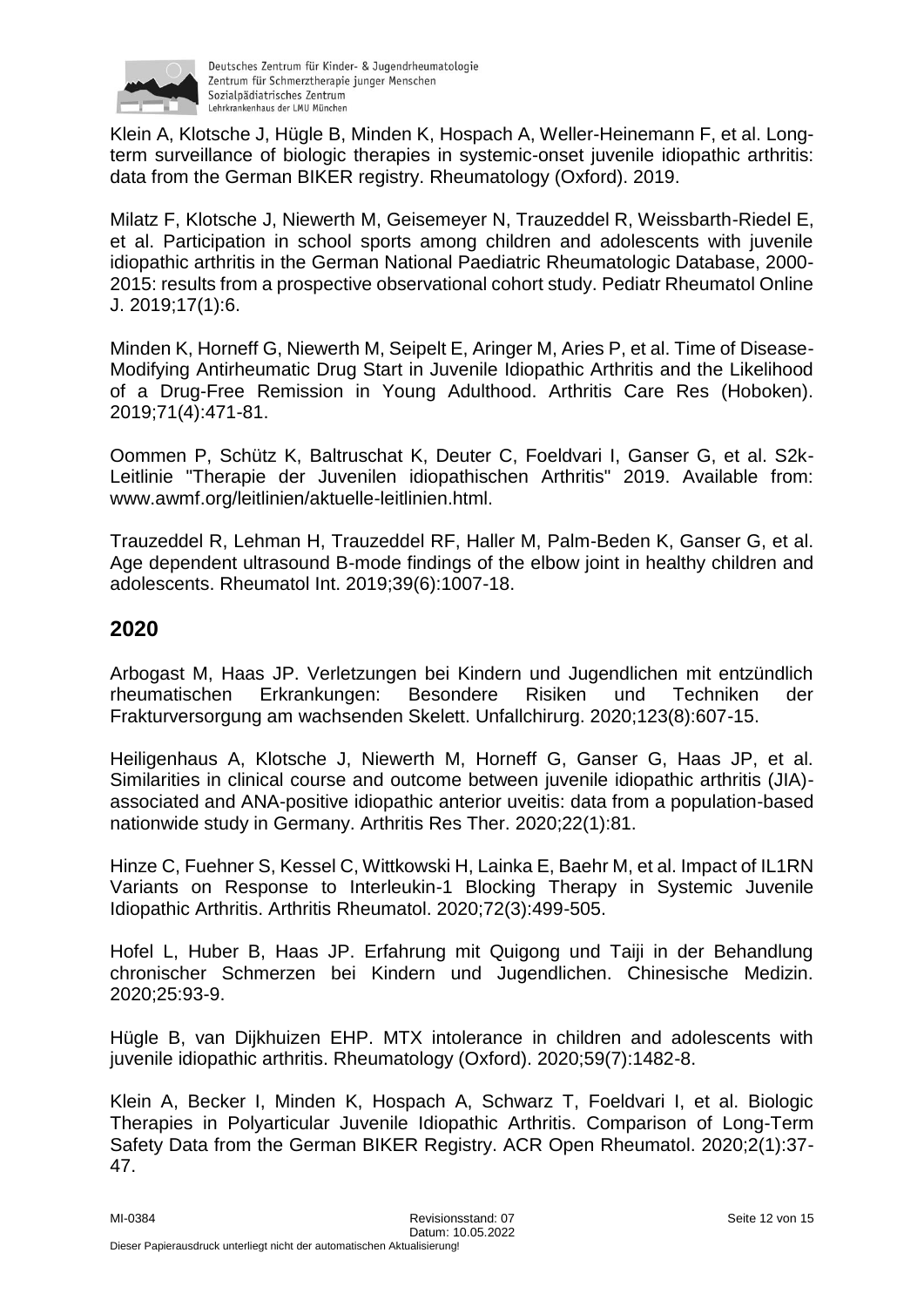Klein A, Klotsche J, Hügle B, Minden K, Hospach A, Weller-Heinemann F, et al. Long-term surveillance of biologic therapies in systemic-onset juvenile idiopathic arthritis: data from the German BIKER registry. Rheumatology (Oxford). 2019.

Milatz F, Klotsche J, Niewerth M, Geisemeyer N, Trauzeddel R, Weissbarth-Riedel E, et al. Participation in school sports among children and adolescents with juvenile idiopathic arthritis in the German National Paediatric Rheumatologic Database, 2000-2015: results from a prospective observational cohort study. Pediatr Rheumatol Online J. 2019;17(1):6.

Minden K, Horneff G, Niewerth M, Seipelt E, Aringer M, Aries P, et al. Time of Disease-Modifying Antirheumatic Drug Start in Juvenile Idiopathic Arthritis and the Likelihood of a Drug-Free Remission in Young Adulthood. Arthritis Care Res (Hoboken). 2019;71(4):471-81.

Oommen P, Schütz K, Baltruschat K, Deuter C, Foeldvari I, Ganser G, et al. S2k-Leitlinie "Therapie der Juvenilen idiopathischen Arthritis" 2019. Available from: www.awmf.org/leitlinien/aktuelle-leitlinien.html.

Trauzeddel R, Lehman H, Trauzeddel RF, Haller M, Palm-Beden K, Ganser G, et al. Age dependent ultrasound B-mode findings of the elbow joint in healthy children and adolescents. Rheumatol Int. 2019;39(6):1007-18.

## 2020

Arbogast M, Haas JP. Verletzungen bei Kindern und Jugendlichen mit entzündlich rheumatischen Erkrankungen: Besondere Risiken und Techniken der Frakturversorgung am wachsenden Skelett. Unfallchirurg. 2020;123(8):607-15.

Heiligenhaus A, Klotsche J, Niewerth M, Horneff G, Ganser G, Haas JP, et al. Similarities in clinical course and outcome between juvenile idiopathic arthritis (JIA)-associated and ANA-positive idiopathic anterior uveitis: data from a population-based nationwide study in Germany. Arthritis Res Ther. 2020;22(1):81.

Hinze C, Fuehner S, Kessel C, Wittkowski H, Lainka E, Baehr M, et al. Impact of IL1RN Variants on Response to Interleukin-1 Blocking Therapy in Systemic Juvenile Idiopathic Arthritis. Arthritis Rheumatol. 2020;72(3):499-505.

Hofel L, Huber B, Haas JP. Erfahrung mit Quigong und Taiji in der Behandlung chronischer Schmerzen bei Kindern und Jugendlichen. Chinesische Medizin. 2020;25:93-9.

Hügle B, van Dijkhuizen EHP. MTX intolerance in children and adolescents with juvenile idiopathic arthritis. Rheumatology (Oxford). 2020;59(7):1482-8.

Klein A, Becker I, Minden K, Hospach A, Schwarz T, Foeldvari I, et al. Biologic Therapies in Polyarticular Juvenile Idiopathic Arthritis. Comparison of Long-Term Safety Data from the German BIKER Registry. ACR Open Rheumatol. 2020;2(1):37-47.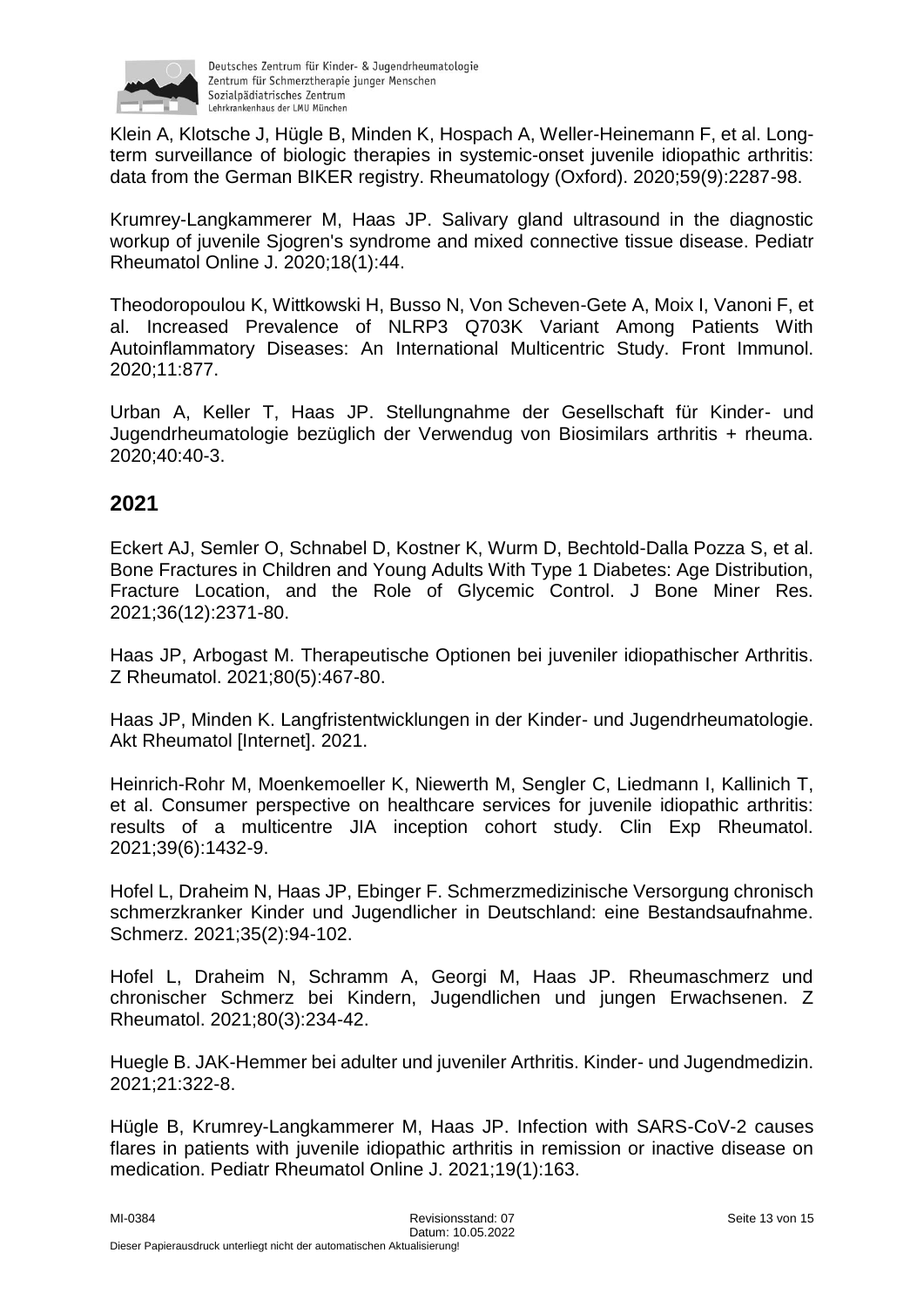Klein A, Klotsche J, Hügle B, Minden K, Hospach A, Weller-Heinemann F, et al. Long-term surveillance of biologic therapies in systemic-onset juvenile idiopathic arthritis: data from the German BIKER registry. Rheumatology (Oxford). 2020;59(9):2287-98.

Krumrey-Langkammerer M, Haas JP. Salivary gland ultrasound in the diagnostic workup of juvenile Sjogren's syndrome and mixed connective tissue disease. Pediatr Rheumatol Online J. 2020;18(1):44.

Theodoropoulou K, Wittkowski H, Busso N, Von Scheven-Gete A, Moix I, Vanoni F, et al. Increased Prevalence of NLRP3 Q703K Variant Among Patients With Autoinflammatory Diseases: An International Multicentric Study. Front Immunol. 2020;11:877.

Urban A, Keller T, Haas JP. Stellungnahme der Gesellschaft für Kinder- und Jugendrheumatologie bezüglich der Verwendug von Biosimilars arthritis + rheuma. 2020;40:40-3.

## 2021

Eckert AJ, Semler O, Schnabel D, Kostner K, Wurm D, Bechtold-Dalla Pozza S, et al. Bone Fractures in Children and Young Adults With Type 1 Diabetes: Age Distribution, Fracture Location, and the Role of Glycemic Control. J Bone Miner Res. 2021;36(12):2371-80.

Haas JP, Arbogast M. Therapeutische Optionen bei juveniler idiopathischer Arthritis. Z Rheumatol. 2021;80(5):467-80.

Haas JP, Minden K. Langfristentwicklungen in der Kinder- und Jugendrheumatologie. Akt Rheumatol [Internet]. 2021.

Heinrich-Rohr M, Moenkemoeller K, Niewerth M, Sengler C, Liedmann I, Kallinich T, et al. Consumer perspective on healthcare services for juvenile idiopathic arthritis: results of a multicentre JIA inception cohort study. Clin Exp Rheumatol. 2021;39(6):1432-9.

Hofel L, Draheim N, Haas JP, Ebinger F. Schmerzmedizinische Versorgung chronisch schmerzkranker Kinder und Jugendlicher in Deutschland: eine Bestandsaufnahme. Schmerz. 2021;35(2):94-102.

Hofel L, Draheim N, Schramm A, Georgi M, Haas JP. Rheumaschmerz und chronischer Schmerz bei Kindern, Jugendlichen und jungen Erwachsenen. Z Rheumatol. 2021;80(3):234-42.

Huegle B. JAK-Hemmer bei adulter und juveniler Arthritis. Kinder- und Jugendmedizin. 2021;21:322-8.

Hügle B, Krumrey-Langkammerer M, Haas JP. Infection with SARS-CoV-2 causes flares in patients with juvenile idiopathic arthritis in remission or inactive disease on medication. Pediatr Rheumatol Online J. 2021;19(1):163.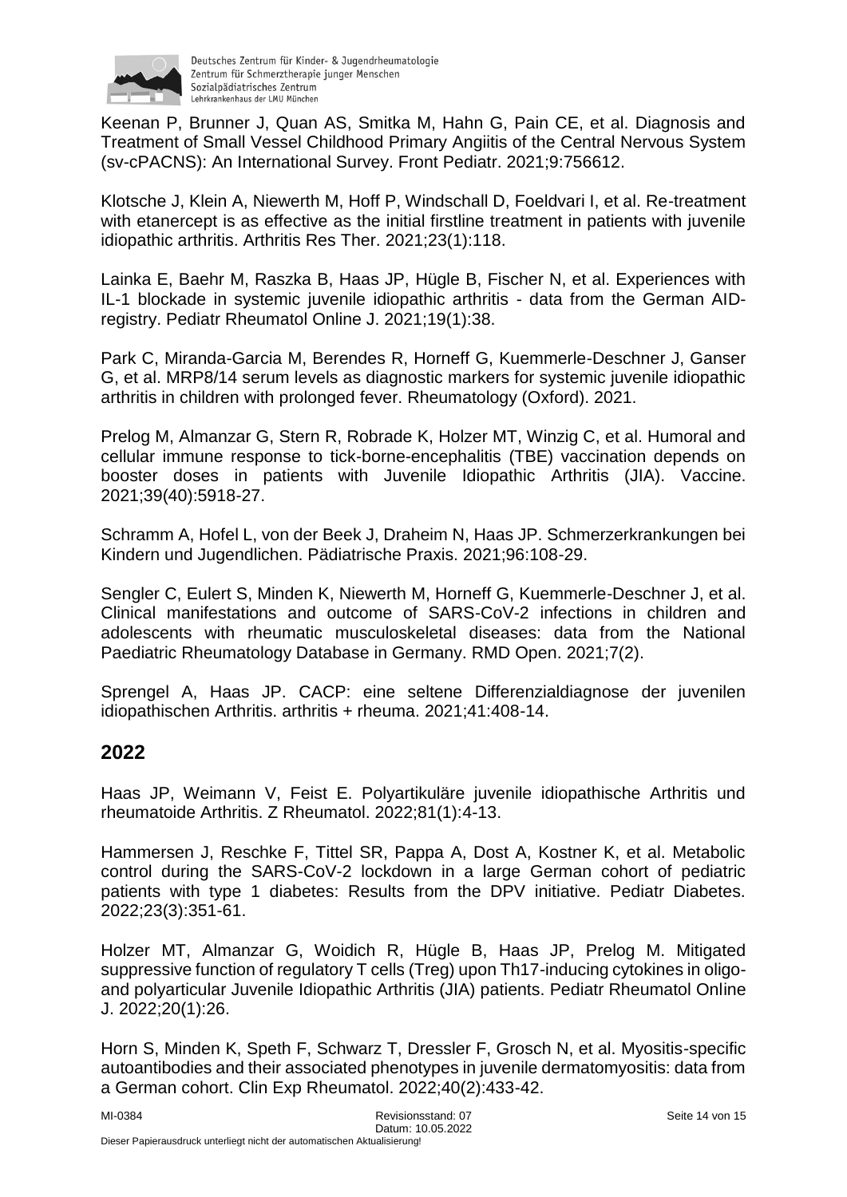Keenan P, Brunner J, Quan AS, Smitka M, Hahn G, Pain CE, et al. Diagnosis and Treatment of Small Vessel Childhood Primary Angiitis of the Central Nervous System (sv-cPACNS): An International Survey. Front Pediatr. 2021;9:756612.

Klotsche J, Klein A, Niewerth M, Hoff P, Windschall D, Foeldvari I, et al. Re-treatment with etanercept is as effective as the initial firstline treatment in patients with juvenile idiopathic arthritis. Arthritis Res Ther. 2021;23(1):118.

Lainka E, Baehr M, Raszka B, Haas JP, Hügle B, Fischer N, et al. Experiences with IL-1 blockade in systemic juvenile idiopathic arthritis - data from the German AID-registry. Pediatr Rheumatol Online J. 2021;19(1):38.

Park C, Miranda-Garcia M, Berendes R, Horneff G, Kuemmerle-Deschner J, Ganser G, et al. MRP8/14 serum levels as diagnostic markers for systemic juvenile idiopathic arthritis in children with prolonged fever. Rheumatology (Oxford). 2021.

Prelog M, Almanzar G, Stern R, Robrade K, Holzer MT, Winzig C, et al. Humoral and cellular immune response to tick-borne-encephalitis (TBE) vaccination depends on booster doses in patients with Juvenile Idiopathic Arthritis (JIA). Vaccine. 2021;39(40):5918-27.

Schramm A, Hofel L, von der Beek J, Draheim N, Haas JP. Schmerzerkrankungen bei Kindern und Jugendlichen. Pädiatrische Praxis. 2021;96:108-29.

Sengler C, Eulert S, Minden K, Niewerth M, Horneff G, Kuemmerle-Deschner J, et al. Clinical manifestations and outcome of SARS-CoV-2 infections in children and adolescents with rheumatic musculoskeletal diseases: data from the National Paediatric Rheumatology Database in Germany. RMD Open. 2021;7(2).

Sprengel A, Haas JP. CACP: eine seltene Differenzialdiagnose der juvenilen idiopathischen Arthritis. arthritis + rheuma. 2021;41:408-14.

## 2022

Haas JP, Weimann V, Feist E. Polyartikuläre juvenile idiopathische Arthritis und rheumatoide Arthritis. Z Rheumatol. 2022;81(1):4-13.

Hammersen J, Reschke F, Tittel SR, Pappa A, Dost A, Kostner K, et al. Metabolic control during the SARS-CoV-2 lockdown in a large German cohort of pediatric patients with type 1 diabetes: Results from the DPV initiative. Pediatr Diabetes. 2022;23(3):351-61.

Holzer MT, Almanzar G, Woidich R, Hügle B, Haas JP, Prelog M. Mitigated suppressive function of regulatory T cells (Treg) upon Th17-inducing cytokines in oligo- and polyarticular Juvenile Idiopathic Arthritis (JIA) patients. Pediatr Rheumatol Online J. 2022;20(1):26.

Horn S, Minden K, Speth F, Schwarz T, Dressler F, Grosch N, et al. Myositis-specific autoantibodies and their associated phenotypes in juvenile dermatomyositis: data from a German cohort. Clin Exp Rheumatol. 2022;40(2):433-42.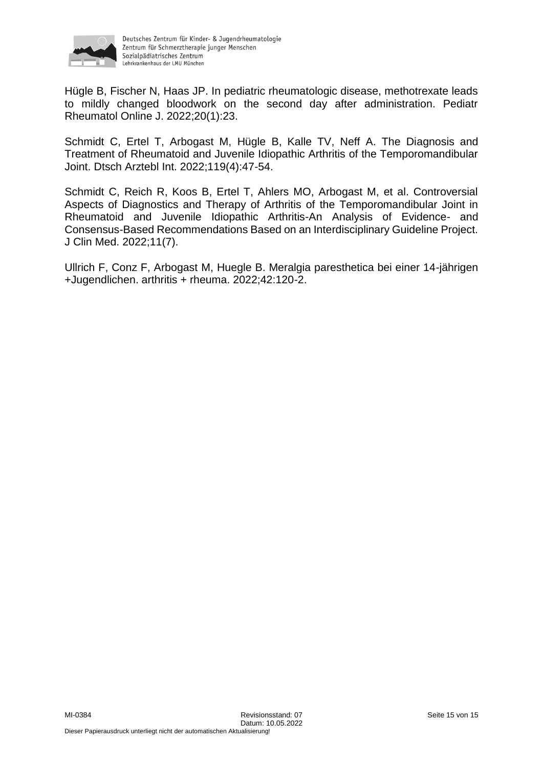Hügle B, Fischer N, Haas JP. In pediatric rheumatologic disease, methotrexate leads to mildly changed bloodwork on the second day after administration. Pediatr Rheumatol Online J. 2022;20(1):23.

Schmidt C, Ertel T, Arbogast M, Hügle B, Kalle TV, Neff A. The Diagnosis and Treatment of Rheumatoid and Juvenile Idiopathic Arthritis of the Temporomandibular Joint. Dtsch Arztebl Int. 2022;119(4):47-54.

Schmidt C, Reich R, Koos B, Ertel T, Ahlers MO, Arbogast M, et al. Controversial Aspects of Diagnostics and Therapy of Arthritis of the Temporomandibular Joint in Rheumatoid and Juvenile Idiopathic Arthritis-An Analysis of Evidence- and Consensus-Based Recommendations Based on an Interdisciplinary Guideline Project. J Clin Med. 2022;11(7).

Ullrich F, Conz F, Arbogast M, Huegle B. Meralgia paresthetica bei einer 14-jährigen +Jugendlichen. arthritis + rheuma. 2022;42:120-2.